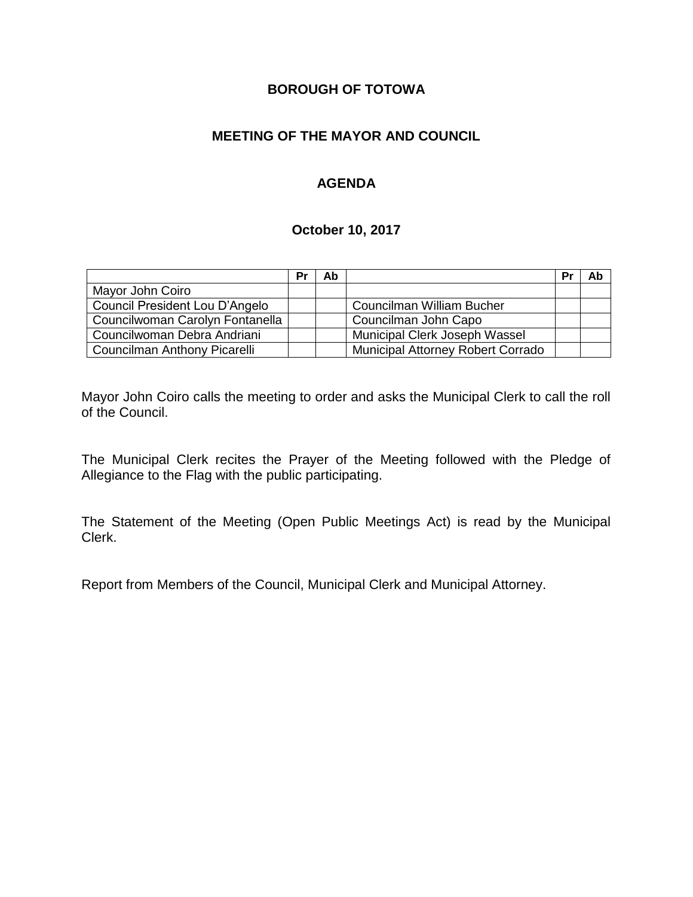**BOROUGH OF TOTOWA**

**MEETING OF THE MAYOR AND COUNCIL**

**AGENDA**

**October 10, 2017**

| | Pr | Ab | | Pr | Ab |
|---|---|---|---|---|---|
| Mayor John Coiro | | | | | |
| Council President Lou D'Angelo | | | Councilman William Bucher | | |
| Councilwoman Carolyn Fontanella | | | Councilman John Capo | | |
| Councilwoman Debra Andriani | | | Municipal Clerk Joseph Wassel | | |
| Councilman Anthony Picarelli | | | Municipal Attorney Robert Corrado | | |

Mayor John Coiro calls the meeting to order and asks the Municipal Clerk to call the roll of the Council.

The Municipal Clerk recites the Prayer of the Meeting followed with the Pledge of Allegiance to the Flag with the public participating.

The Statement of the Meeting (Open Public Meetings Act) is read by the Municipal Clerk.

Report from Members of the Council, Municipal Clerk and Municipal Attorney.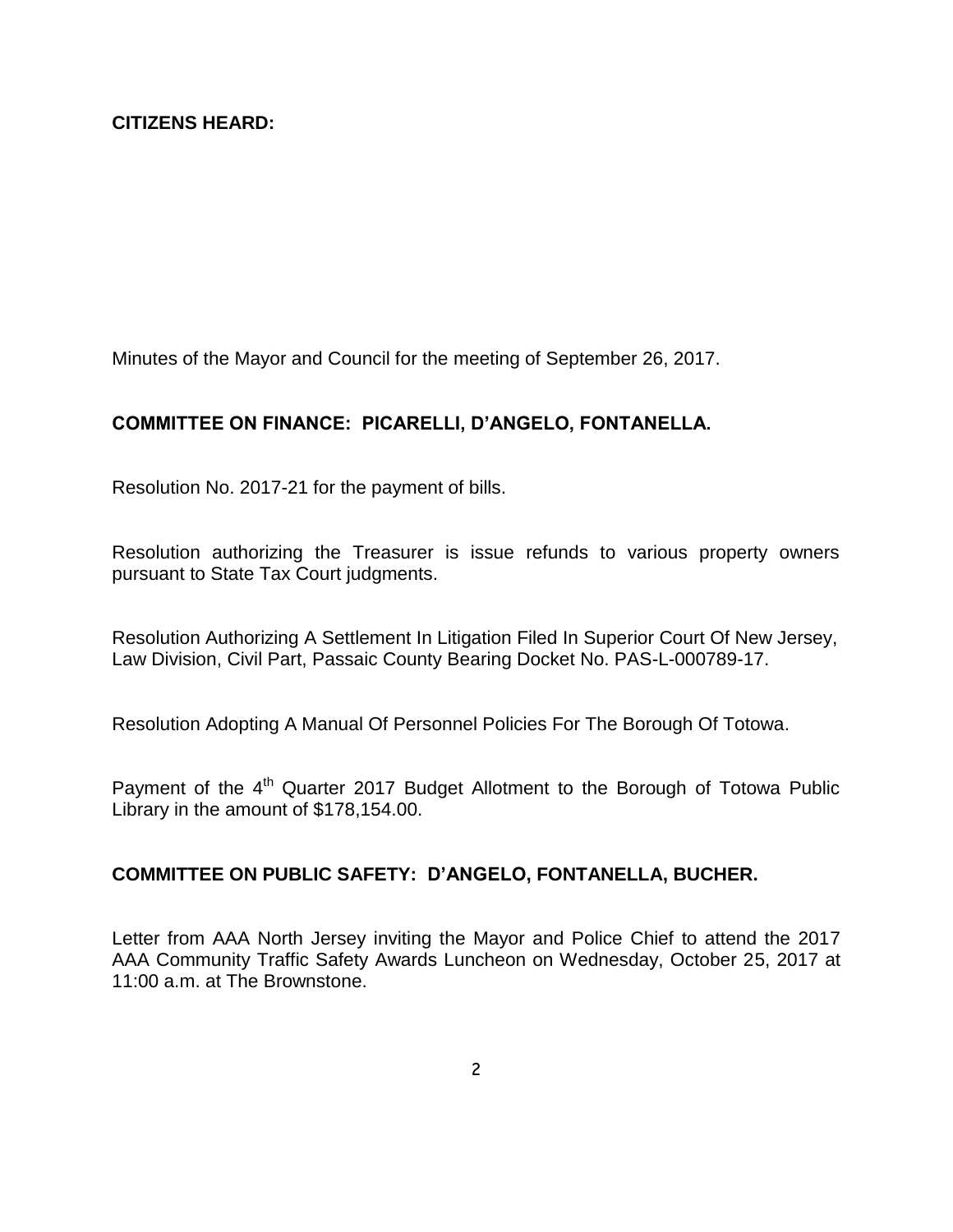**CITIZENS HEARD:**

Minutes of the Mayor and Council for the meeting of September 26, 2017.

**COMMITTEE ON FINANCE: PICARELLI, D'ANGELO, FONTANELLA.**

Resolution No. 2017-21 for the payment of bills.

Resolution authorizing the Treasurer is issue refunds to various property owners pursuant to State Tax Court judgments.

Resolution Authorizing A Settlement In Litigation Filed In Superior Court Of New Jersey, Law Division, Civil Part, Passaic County Bearing Docket No. PAS-L-000789-17.

Resolution Adopting A Manual Of Personnel Policies For The Borough Of Totowa.

Payment of the 4th Quarter 2017 Budget Allotment to the Borough of Totowa Public Library in the amount of $178,154.00.

**COMMITTEE ON PUBLIC SAFETY: D'ANGELO, FONTANELLA, BUCHER.**

Letter from AAA North Jersey inviting the Mayor and Police Chief to attend the 2017 AAA Community Traffic Safety Awards Luncheon on Wednesday, October 25, 2017 at 11:00 a.m. at The Brownstone.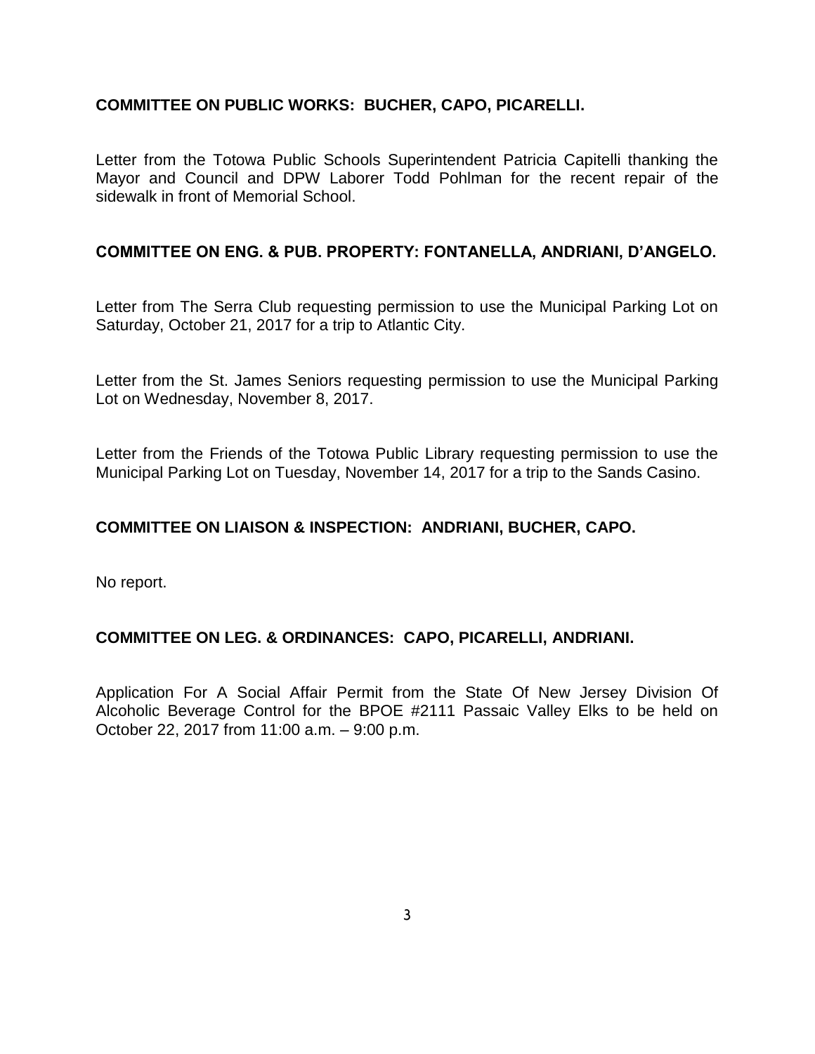**COMMITTEE ON PUBLIC WORKS: BUCHER, CAPO, PICARELLI.**

Letter from the Totowa Public Schools Superintendent Patricia Capitelli thanking the Mayor and Council and DPW Laborer Todd Pohlman for the recent repair of the sidewalk in front of Memorial School.

**COMMITTEE ON ENG. & PUB. PROPERTY: FONTANELLA, ANDRIANI, D'ANGELO.**

Letter from The Serra Club requesting permission to use the Municipal Parking Lot on Saturday, October 21, 2017 for a trip to Atlantic City.

Letter from the St. James Seniors requesting permission to use the Municipal Parking Lot on Wednesday, November 8, 2017.

Letter from the Friends of the Totowa Public Library requesting permission to use the Municipal Parking Lot on Tuesday, November 14, 2017 for a trip to the Sands Casino.

**COMMITTEE ON LIAISON & INSPECTION: ANDRIANI, BUCHER, CAPO.**

No report.

**COMMITTEE ON LEG. & ORDINANCES: CAPO, PICARELLI, ANDRIANI.**

Application For A Social Affair Permit from the State Of New Jersey Division Of Alcoholic Beverage Control for the BPOE #2111 Passaic Valley Elks to be held on October 22, 2017 from 11:00 a.m. – 9:00 p.m.